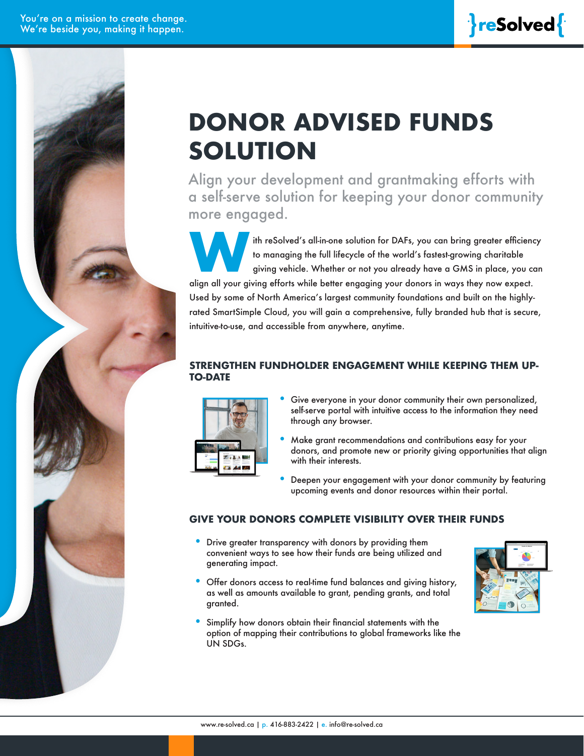You're on a mission to create change.
We're beside you, making it happen.

# DONOR ADVISED FUNDS SOLUTION

Align your development and grantmaking efforts with a self-serve solution for keeping your donor community more engaged.

With reSolved's all-in-one solution for DAFs, you can bring greater efficiency to managing the full lifecycle of the world's fastest-growing charitable giving vehicle. Whether or not you already have a GMS in place, you can align all your giving efforts while better engaging your donors in ways they now expect. Used by some of North America's largest community foundations and built on the highly-rated SmartSimple Cloud, you will gain a comprehensive, fully branded hub that is secure, intuitive-to-use, and accessible from anywhere, anytime.

### STRENGTHEN FUNDHOLDER ENGAGEMENT WHILE KEEPING THEM UP-TO-DATE

- Give everyone in your donor community their own personalized, self-serve portal with intuitive access to the information they need through any browser.
- Make grant recommendations and contributions easy for your donors, and promote new or priority giving opportunities that align with their interests.
- Deepen your engagement with your donor community by featuring upcoming events and donor resources within their portal.

### GIVE YOUR DONORS COMPLETE VISIBILITY OVER THEIR FUNDS

- Drive greater transparency with donors by providing them convenient ways to see how their funds are being utilized and generating impact.
- Offer donors access to real-time fund balances and giving history, as well as amounts available to grant, pending grants, and total granted.
- Simplify how donors obtain their financial statements with the option of mapping their contributions to global frameworks like the UN SDGs.

www.re-solved.ca | p. 416-883-2422 | e. info@re-solved.ca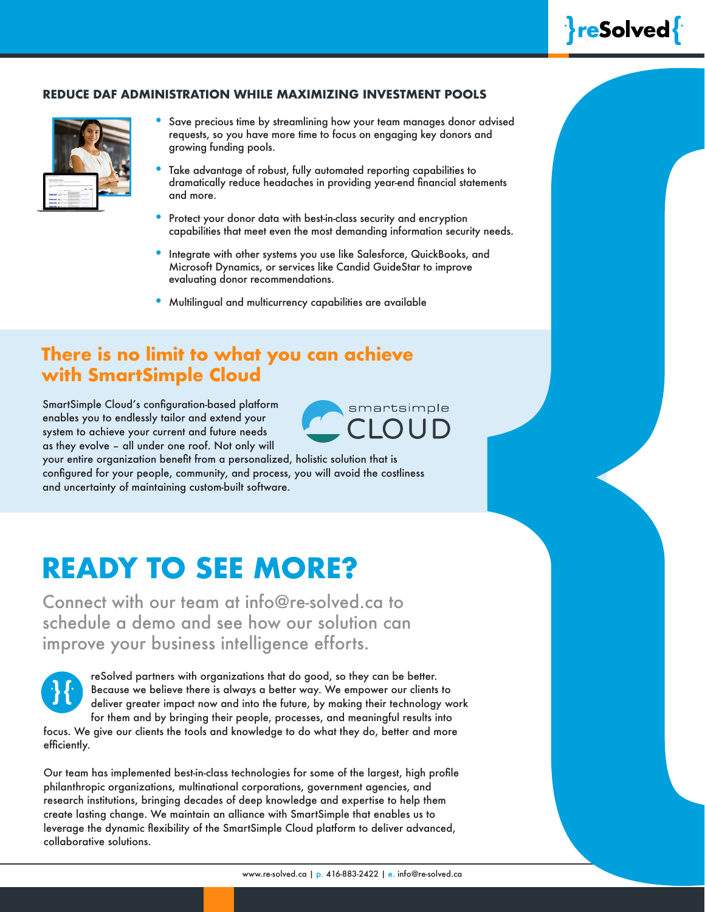## REDUCE DAF ADMINISTRATION WHILE MAXIMIZING INVESTMENT POOLS

- Save precious time by streamlining how your team manages donor advised requests, so you have more time to focus on engaging key donors and growing funding pools.
- Take advantage of robust, fully automated reporting capabilities to dramatically reduce headaches in providing year-end financial statements and more.
- Protect your donor data with best-in-class security and encryption capabilities that meet even the most demanding information security needs.
- Integrate with other systems you use like Salesforce, QuickBooks, and Microsoft Dynamics, or services like Candid GuideStar to improve evaluating donor recommendations.
- Multilingual and multicurrency capabilities are available

## There is no limit to what you can achieve with SmartSimple Cloud

SmartSimple Cloud's configuration-based platform enables you to endlessly tailor and extend your system to achieve your current and future needs as they evolve – all under one roof. Not only will your entire organization benefit from a personalized, holistic solution that is configured for your people, community, and process, you will avoid the costliness and uncertainty of maintaining custom-built software.

# READY TO SEE MORE?

Connect with our team at info@re-solved.ca to schedule a demo and see how our solution can improve your business intelligence efforts.

reSolved partners with organizations that do good, so they can be better. Because we believe there is always a better way. We empower our clients to deliver greater impact now and into the future, by making their technology work for them and by bringing their people, processes, and meaningful results into focus. We give our clients the tools and knowledge to do what they do, better and more efficiently.

Our team has implemented best-in-class technologies for some of the largest, high profile philanthropic organizations, multinational corporations, government agencies, and research institutions, bringing decades of deep knowledge and expertise to help them create lasting change. We maintain an alliance with SmartSimple that enables us to leverage the dynamic flexibility of the SmartSimple Cloud platform to deliver advanced, collaborative solutions.

www.re-solved.ca | p. 416-883-2422 | e. info@re-solved.ca